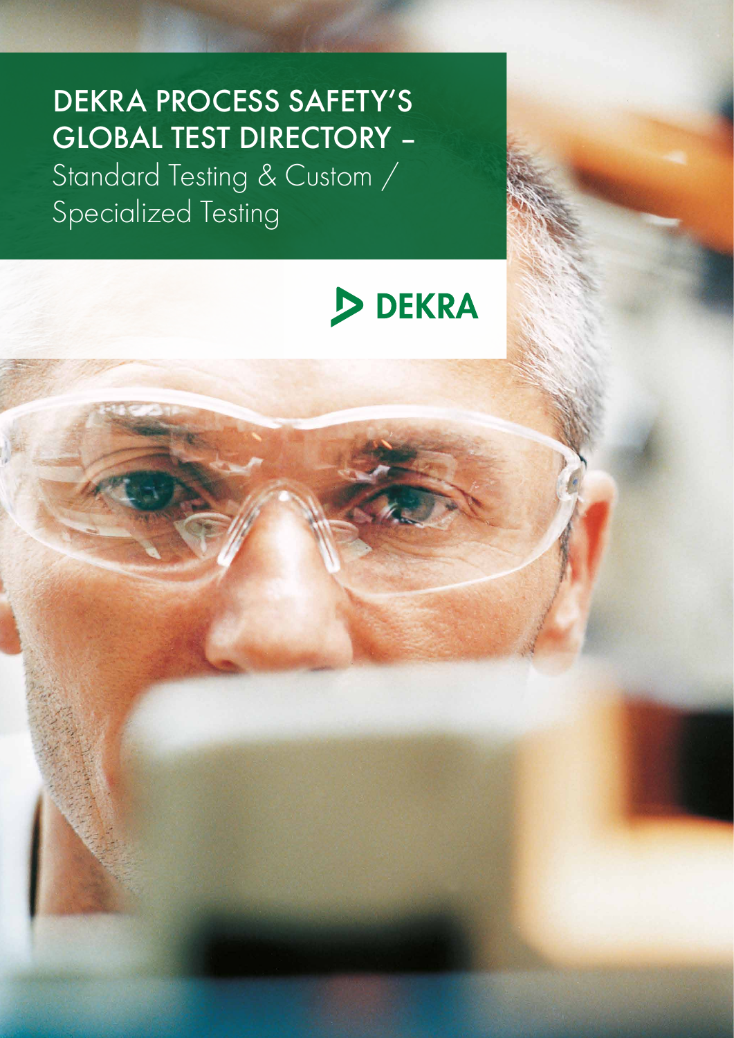# DEKRA PROCESS SAFETY'S GLOBAL TEST DIRECTORY – Standard Testing & Custom / Specialized Testing

DEKRA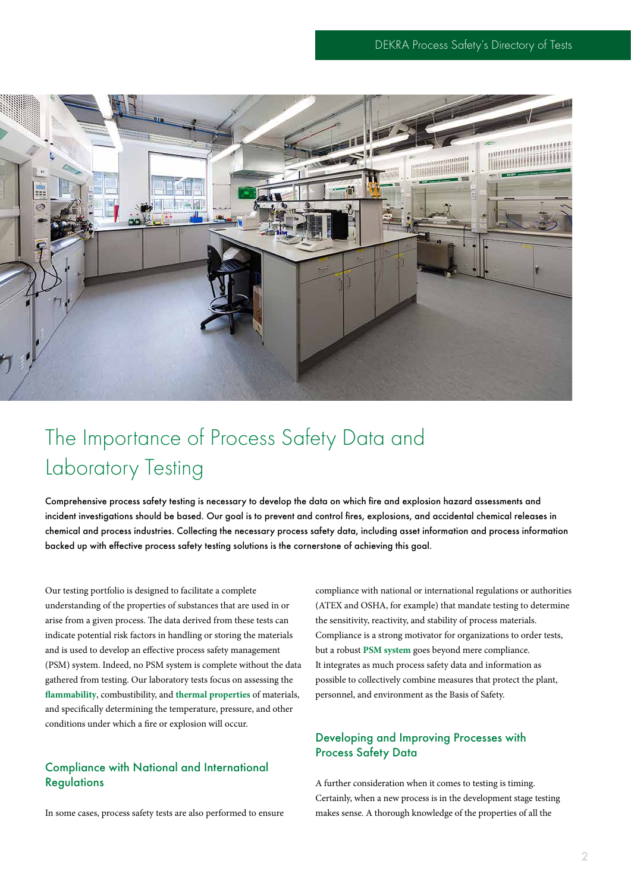# The Importance of Process Safety Data and Laboratory Testing

**Comprehensive process safety testing is necessary to develop the data on which fire and explosion hazard assessments and incident investigations should be based. Our goal is to prevent and control fires, explosions, and accidental chemical releases in chemical and process industries. Collecting the necessary process safety data, including asset information and process information backed up with effective process safety testing solutions is the cornerstone of achieving this goal.**

Our testing portfolio is designed to facilitate a complete understanding of the properties of substances that are used in or arise from a given process. The data derived from these tests can indicate potential risk factors in handling or storing the materials and is used to develop an effective process safety management (PSM) system. Indeed, no PSM system is complete without the data gathered from testing. Our laboratory tests focus on assessing the **flammability**, combustibility, and **thermal properties** of materials, and specifically determining the temperature, pressure, and other conditions under which a fire or explosion will occur.

## Compliance with National and International Regulations

In some cases, process safety tests are also performed to ensure compliance with national or international regulations or authorities (ATEX and OSHA, for example) that mandate testing to determine the sensitivity, reactivity, and stability of process materials. Compliance is a strong motivator for organizations to order tests, but a robust **PSM system** goes beyond mere compliance. It integrates as much process safety data and information as possible to collectively combine measures that protect the plant, personnel, and environment as the Basis of Safety.

## Developing and Improving Processes with Process Safety Data

A further consideration when it comes to testing is timing. Certainly, when a new process is in the development stage testing makes sense. A thorough knowledge of the properties of all the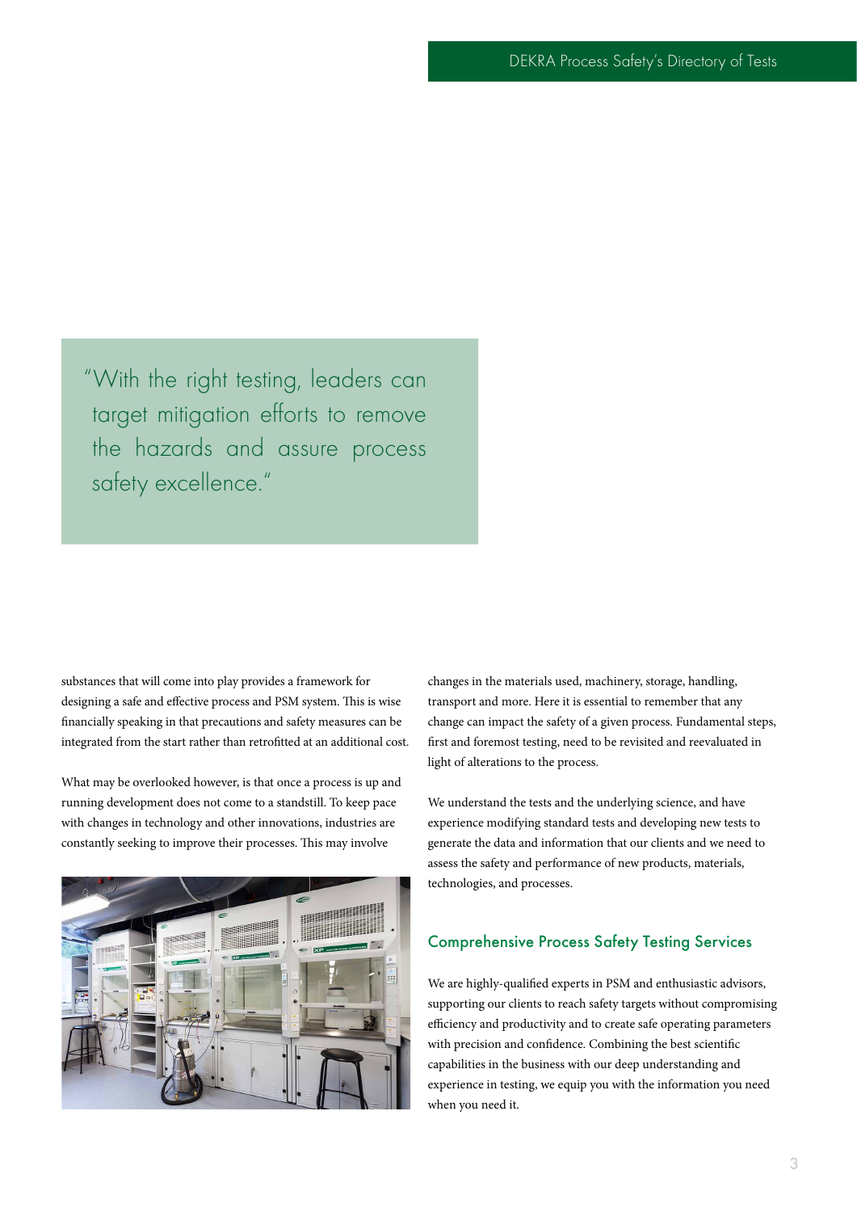> "With the right testing, leaders can target mitigation efforts to remove the hazards and assure process safety excellence."

substances that will come into play provides a framework for designing a safe and effective process and PSM system. This is wise financially speaking in that precautions and safety measures can be integrated from the start rather than retrofitted at an additional cost.

What may be overlooked however, is that once a process is up and running development does not come to a standstill. To keep pace with changes in technology and other innovations, industries are constantly seeking to improve their processes. This may involve changes in the materials used, machinery, storage, handling, transport and more. Here it is essential to remember that any change can impact the safety of a given process. Fundamental steps, first and foremost testing, need to be revisited and reevaluated in light of alterations to the process.

We understand the tests and the underlying science, and have experience modifying standard tests and developing new tests to generate the data and information that our clients and we need to assess the safety and performance of new products, materials, technologies, and processes.

## Comprehensive Process Safety Testing Services

We are highly-qualified experts in PSM and enthusiastic advisors, supporting our clients to reach safety targets without compromising efficiency and productivity and to create safe operating parameters with precision and confidence. Combining the best scientific capabilities in the business with our deep understanding and experience in testing, we equip you with the information you need when you need it.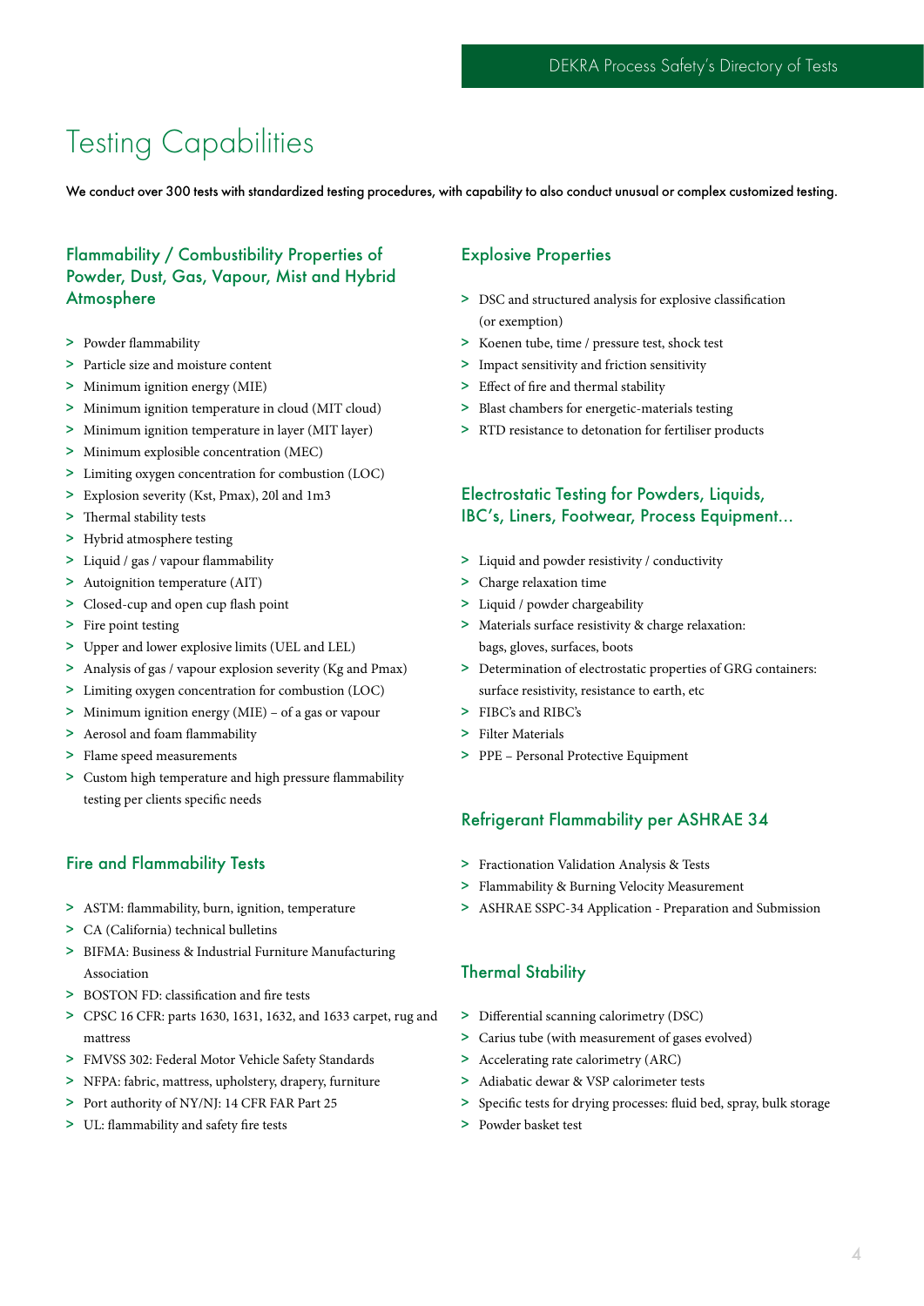# Testing Capabilities

**We conduct over 300 tests with standardized testing procedures, with capability to also conduct unusual or complex customized testing.**

## Flammability / Combustibility Properties of Powder, Dust, Gas, Vapour, Mist and Hybrid Atmosphere

- Powder flammability
- Particle size and moisture content
- Minimum ignition energy (MIE)
- Minimum ignition temperature in cloud (MIT cloud)
- Minimum ignition temperature in layer (MIT layer)
- Minimum explosible concentration (MEC)
- Limiting oxygen concentration for combustion (LOC)
- Explosion severity (Kst, Pmax), 20l and 1m3
- Thermal stability tests
- Hybrid atmosphere testing
- Liquid / gas / vapour flammability
- Autoignition temperature (AIT)
- Closed-cup and open cup flash point
- Fire point testing
- Upper and lower explosive limits (UEL and LEL)
- Analysis of gas / vapour explosion severity (Kg and Pmax)
- Limiting oxygen concentration for combustion (LOC)
- Minimum ignition energy (MIE) – of a gas or vapour
- Aerosol and foam flammability
- Flame speed measurements
- Custom high temperature and high pressure flammability testing per clients specific needs

## Fire and Flammability Tests

- ASTM: flammability, burn, ignition, temperature
- CA (California) technical bulletins
- BIFMA: Business & Industrial Furniture Manufacturing Association
- BOSTON FD: classification and fire tests
- CPSC 16 CFR: parts 1630, 1631, 1632, and 1633 carpet, rug and mattress
- FMVSS 302: Federal Motor Vehicle Safety Standards
- NFPA: fabric, mattress, upholstery, drapery, furniture
- Port authority of NY/NJ: 14 CFR FAR Part 25
- UL: flammability and safety fire tests

## Explosive Properties

- DSC and structured analysis for explosive classification (or exemption)
- Koenen tube, time / pressure test, shock test
- Impact sensitivity and friction sensitivity
- Effect of fire and thermal stability
- Blast chambers for energetic-materials testing
- RTD resistance to detonation for fertiliser products

## Electrostatic Testing for Powders, Liquids, IBC's, Liners, Footwear, Process Equipment...

- Liquid and powder resistivity / conductivity
- Charge relaxation time
- Liquid / powder chargeability
- Materials surface resistivity & charge relaxation: bags, gloves, surfaces, boots
- Determination of electrostatic properties of GRG containers: surface resistivity, resistance to earth, etc
- FIBC's and RIBC's
- Filter Materials
- PPE – Personal Protective Equipment

## Refrigerant Flammability per ASHRAE 34

- Fractionation Validation Analysis & Tests
- Flammability & Burning Velocity Measurement
- ASHRAE SSPC-34 Application - Preparation and Submission

## Thermal Stability

- Differential scanning calorimetry (DSC)
- Carius tube (with measurement of gases evolved)
- Accelerating rate calorimetry (ARC)
- Adiabatic dewar & VSP calorimeter tests
- Specific tests for drying processes: fluid bed, spray, bulk storage
- Powder basket test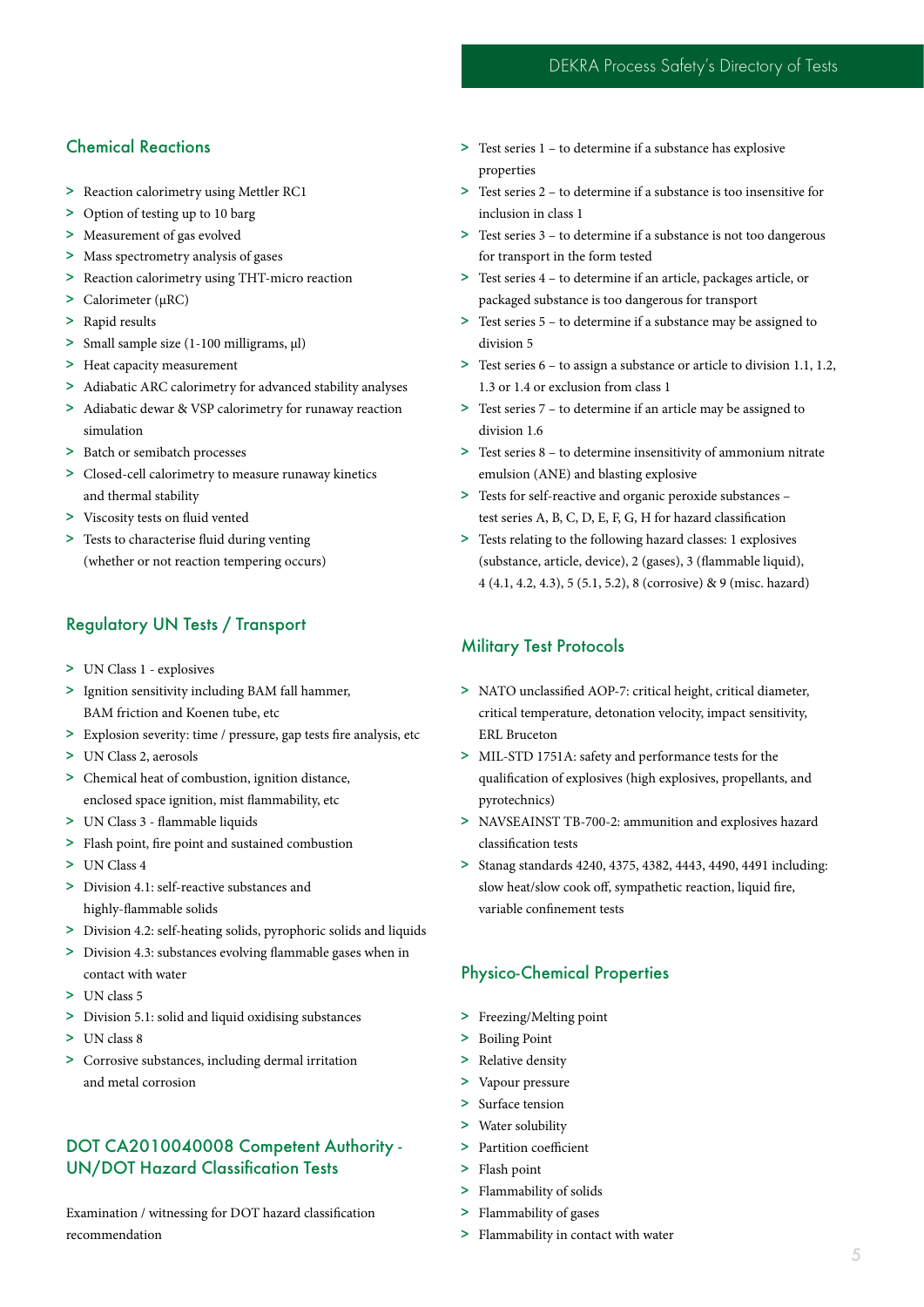## Chemical Reactions

- Reaction calorimetry using Mettler RC1
- Option of testing up to 10 barg
- Measurement of gas evolved
- Mass spectrometry analysis of gases
- Reaction calorimetry using THT-micro reaction
- Calorimeter (μRC)
- Rapid results
- Small sample size (1-100 milligrams, μl)
- Heat capacity measurement
- Adiabatic ARC calorimetry for advanced stability analyses
- Adiabatic dewar & VSP calorimetry for runaway reaction simulation
- Batch or semibatch processes
- Closed-cell calorimetry to measure runaway kinetics and thermal stability
- Viscosity tests on fluid vented
- Tests to characterise fluid during venting (whether or not reaction tempering occurs)

## Regulatory UN Tests / Transport

- UN Class 1 - explosives
- Ignition sensitivity including BAM fall hammer, BAM friction and Koenen tube, etc
- Explosion severity: time / pressure, gap tests fire analysis, etc
- UN Class 2, aerosols
- Chemical heat of combustion, ignition distance, enclosed space ignition, mist flammability, etc
- UN Class 3 - flammable liquids
- Flash point, fire point and sustained combustion
- UN Class 4
- Division 4.1: self-reactive substances and highly-flammable solids
- Division 4.2: self-heating solids, pyrophoric solids and liquids
- Division 4.3: substances evolving flammable gases when in contact with water
- UN class 5
- Division 5.1: solid and liquid oxidising substances
- UN class 8
- Corrosive substances, including dermal irritation and metal corrosion

## DOT CA2010040008 Competent Authority - UN/DOT Hazard Classification Tests

Examination / witnessing for DOT hazard classification recommendation

- Test series 1 – to determine if a substance has explosive properties
- Test series 2 – to determine if a substance is too insensitive for inclusion in class 1
- Test series 3 – to determine if a substance is not too dangerous for transport in the form tested
- Test series 4 – to determine if an article, packages article, or packaged substance is too dangerous for transport
- Test series 5 – to determine if a substance may be assigned to division 5
- Test series 6 – to assign a substance or article to division 1.1, 1.2, 1.3 or 1.4 or exclusion from class 1
- Test series 7 – to determine if an article may be assigned to division 1.6
- Test series 8 – to determine insensitivity of ammonium nitrate emulsion (ANE) and blasting explosive
- Tests for self-reactive and organic peroxide substances – test series A, B, C, D, E, F, G, H for hazard classification
- Tests relating to the following hazard classes: 1 explosives (substance, article, device), 2 (gases), 3 (flammable liquid), 4 (4.1, 4.2, 4.3), 5 (5.1, 5.2), 8 (corrosive) & 9 (misc. hazard)

## Military Test Protocols

- NATO unclassified AOP-7: critical height, critical diameter, critical temperature, detonation velocity, impact sensitivity, ERL Bruceton
- MIL-STD 1751A: safety and performance tests for the qualification of explosives (high explosives, propellants, and pyrotechnics)
- NAVSEAINST TB-700-2: ammunition and explosives hazard classification tests
- Stanag standards 4240, 4375, 4382, 4443, 4490, 4491 including: slow heat/slow cook off, sympathetic reaction, liquid fire, variable confinement tests

## Physico-Chemical Properties

- Freezing/Melting point
- Boiling Point
- Relative density
- Vapour pressure
- Surface tension
- Water solubility
- Partition coefficient
- Flash point
- Flammability of solids
- Flammability of gases
- Flammability in contact with water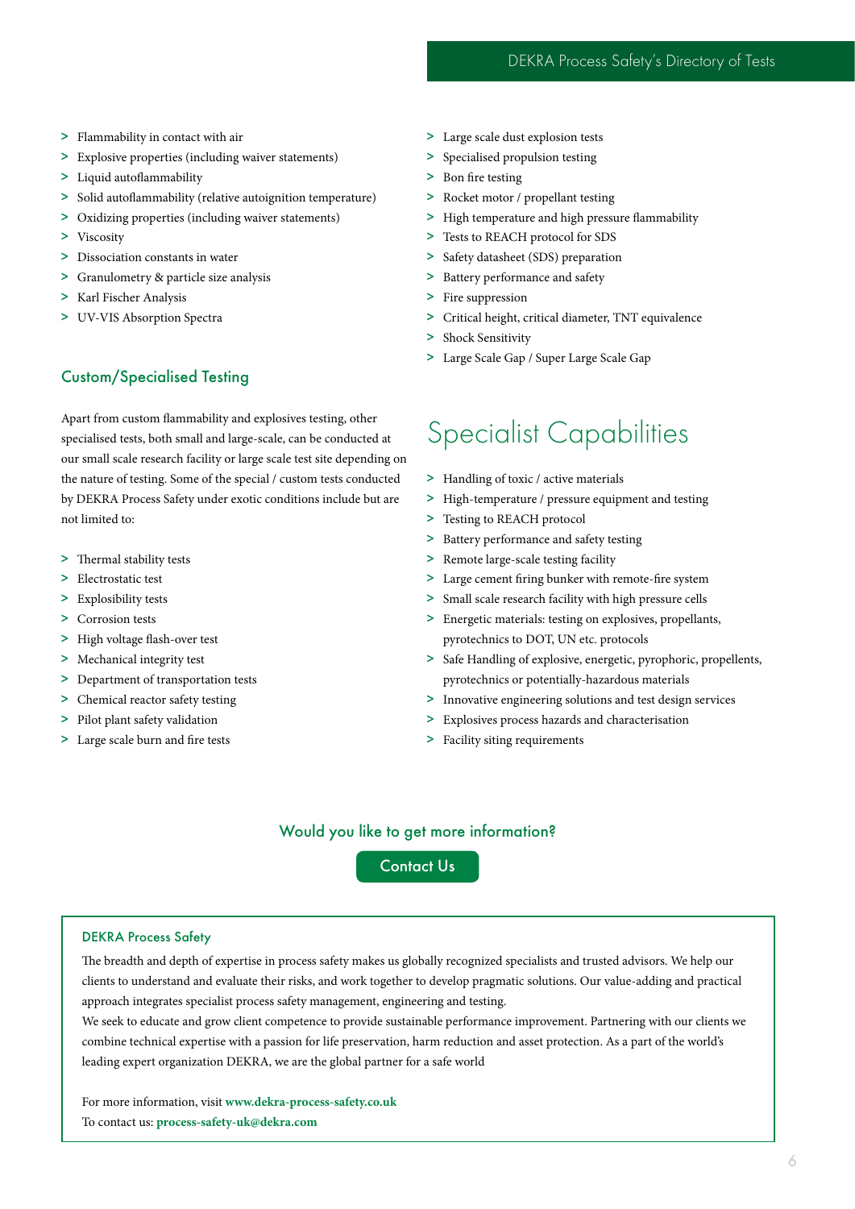- Flammability in contact with air
- Explosive properties (including waiver statements)
- Liquid autoflammability
- Solid autoflammability (relative autoignition temperature)
- Oxidizing properties (including waiver statements)
- Viscosity
- Dissociation constants in water
- Granulometry & particle size analysis
- Karl Fischer Analysis
- UV-VIS Absorption Spectra

## Custom/Specialised Testing

Apart from custom flammability and explosives testing, other specialised tests, both small and large-scale, can be conducted at our small scale research facility or large scale test site depending on the nature of testing. Some of the special / custom tests conducted by DEKRA Process Safety under exotic conditions include but are not limited to:

- Thermal stability tests
- Electrostatic test
- Explosibility tests
- Corrosion tests
- High voltage flash-over test
- Mechanical integrity test
- Department of transportation tests
- Chemical reactor safety testing
- Pilot plant safety validation
- Large scale burn and fire tests
- Large scale dust explosion tests
- Specialised propulsion testing
- Bon fire testing
- Rocket motor / propellant testing
- High temperature and high pressure flammability
- Tests to REACH protocol for SDS
- Safety datasheet (SDS) preparation
- Battery performance and safety
- Fire suppression
- Critical height, critical diameter, TNT equivalence
- Shock Sensitivity
- Large Scale Gap / Super Large Scale Gap

# Specialist Capabilities

- Handling of toxic / active materials
- High-temperature / pressure equipment and testing
- Testing to REACH protocol
- Battery performance and safety testing
- Remote large-scale testing facility
- Large cement firing bunker with remote-fire system
- Small scale research facility with high pressure cells
- Energetic materials: testing on explosives, propellants, pyrotechnics to DOT, UN etc. protocols
- Safe Handling of explosive, energetic, pyrophoric, propellents, pyrotechnics or potentially-hazardous materials
- Innovative engineering solutions and test design services
- Explosives process hazards and characterisation
- Facility siting requirements

### Would you like to get more information?

**Contact Us**

### DEKRA Process Safety

The breadth and depth of expertise in process safety makes us globally recognized specialists and trusted advisors. We help our clients to understand and evaluate their risks, and work together to develop pragmatic solutions. Our value-adding and practical approach integrates specialist process safety management, engineering and testing.

We seek to educate and grow client competence to provide sustainable performance improvement. Partnering with our clients we combine technical expertise with a passion for life preservation, harm reduction and asset protection. As a part of the world's leading expert organization DEKRA, we are the global partner for a safe world

For more information, visit **www.dekra-process-safety.co.uk**

To contact us: **process-safety-uk@dekra.com**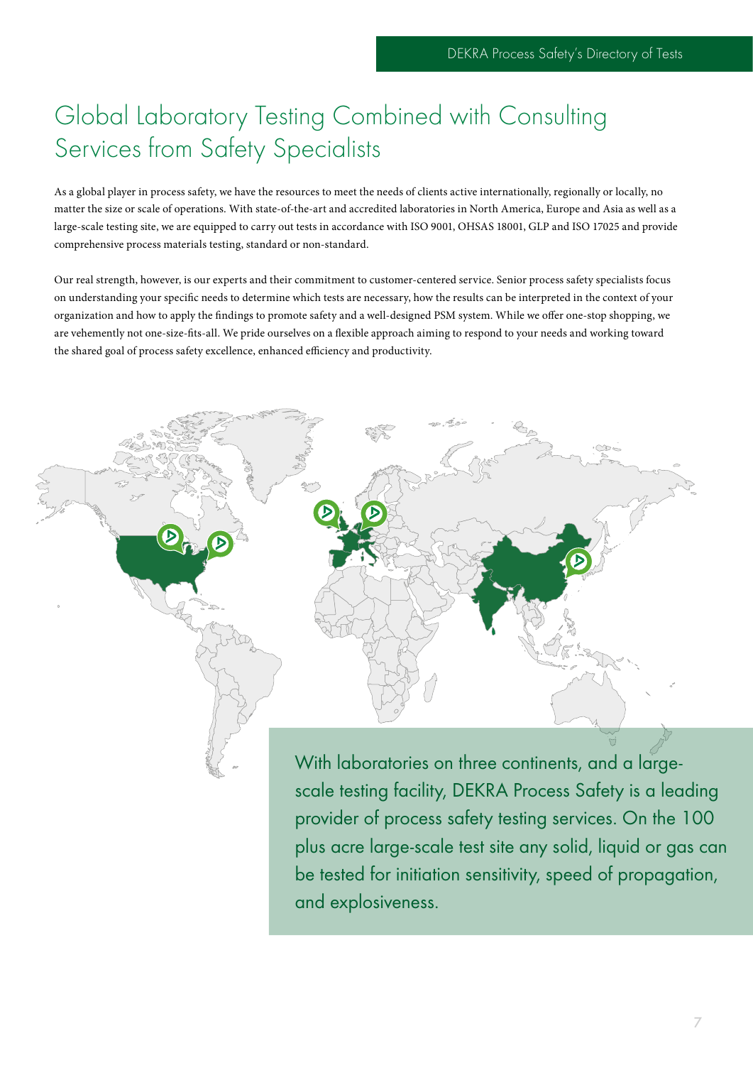# Global Laboratory Testing Combined with Consulting Services from Safety Specialists

As a global player in process safety, we have the resources to meet the needs of clients active internationally, regionally or locally, no matter the size or scale of operations. With state-of-the-art and accredited laboratories in North America, Europe and Asia as well as a large-scale testing site, we are equipped to carry out tests in accordance with ISO 9001, OHSAS 18001, GLP and ISO 17025 and provide comprehensive process materials testing, standard or non-standard.

Our real strength, however, is our experts and their commitment to customer-centered service. Senior process safety specialists focus on understanding your specific needs to determine which tests are necessary, how the results can be interpreted in the context of your organization and how to apply the findings to promote safety and a well-designed PSM system. While we offer one-stop shopping, we are vehemently not one-size-fits-all. We pride ourselves on a flexible approach aiming to respond to your needs and working toward the shared goal of process safety excellence, enhanced efficiency and productivity.

With laboratories on three continents, and a large-scale testing facility, DEKRA Process Safety is a leading provider of process safety testing services. On the 100 plus acre large-scale test site any solid, liquid or gas can be tested for initiation sensitivity, speed of propagation, and explosiveness.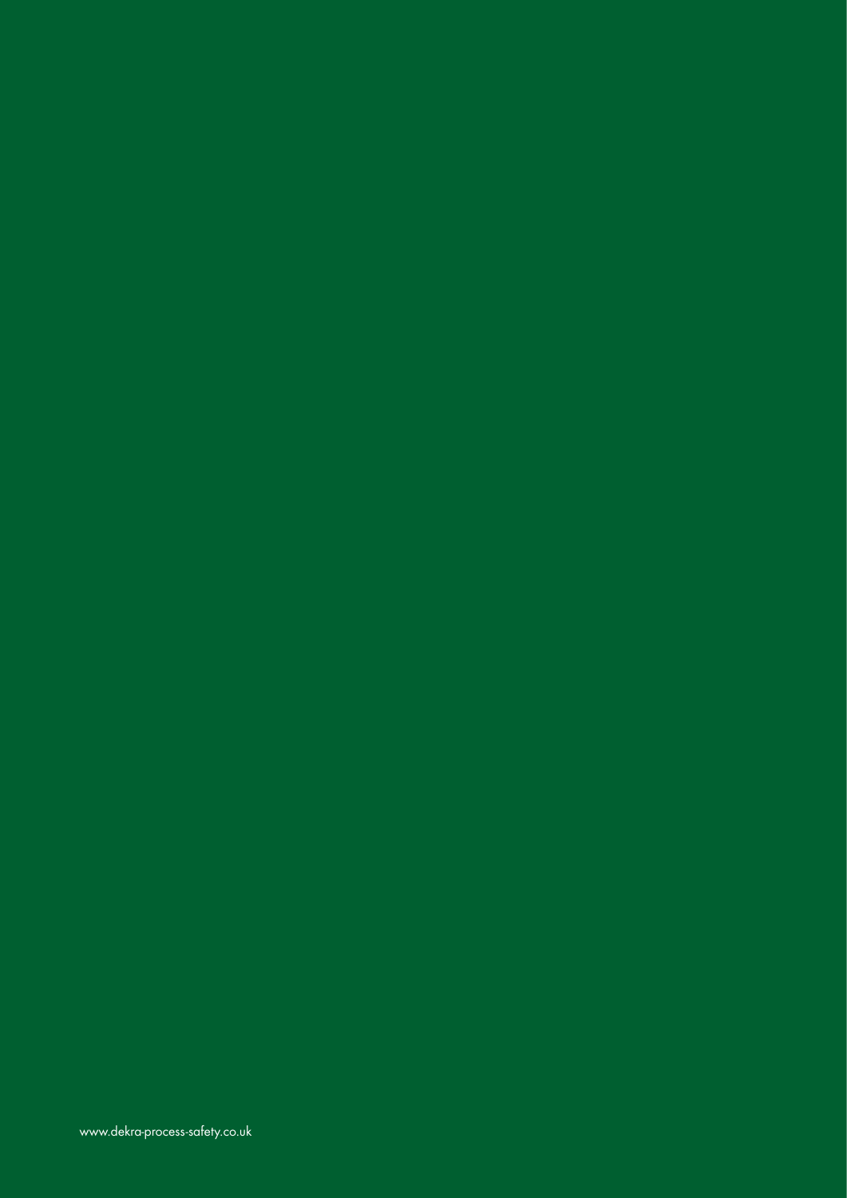www.dekra-process-safety.co.uk